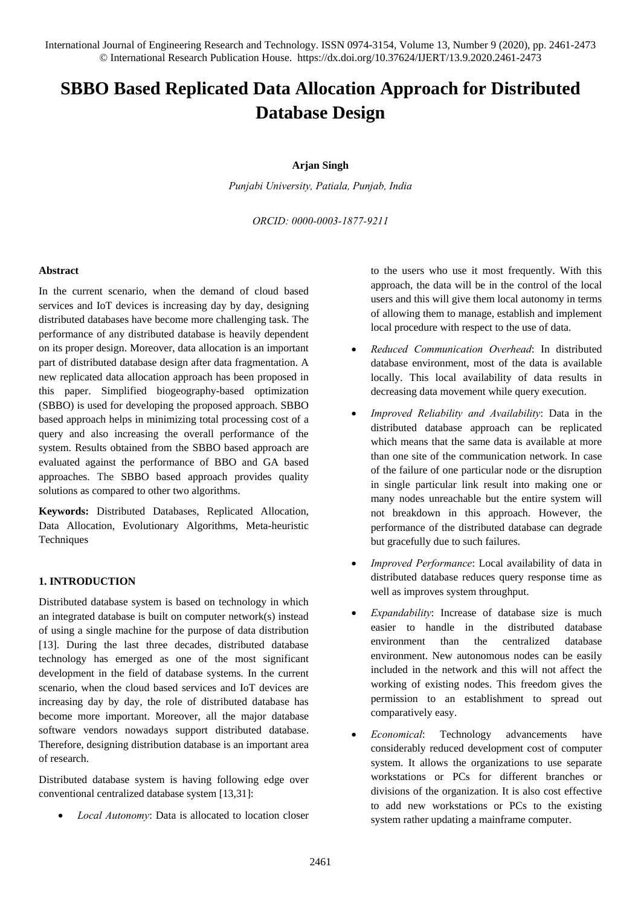# SBBO Based Replicated Data Allocation Approach for Distributed Database Design

**Arjan Singh**

*Punjabi University, Patiala, Punjab, India*

*ORCID: 0000-0003-1877-9211*

### Abstract

In the current scenario, when the demand of cloud based services and IoT devices is increasing day by day, designing distributed databases have become more challenging task. The performance of any distributed database is heavily dependent on its proper design. Moreover, data allocation is an important part of distributed database design after data fragmentation. A new replicated data allocation approach has been proposed in this paper. Simplified biogeography-based optimization (SBBO) is used for developing the proposed approach. SBBO based approach helps in minimizing total processing cost of a query and also increasing the overall performance of the system. Results obtained from the SBBO based approach are evaluated against the performance of BBO and GA based approaches. The SBBO based approach provides quality solutions as compared to other two algorithms.

**Keywords:** Distributed Databases, Replicated Allocation, Data Allocation, Evolutionary Algorithms, Meta-heuristic Techniques

## 1. INTRODUCTION

Distributed database system is based on technology in which an integrated database is built on computer network(s) instead of using a single machine for the purpose of data distribution [13]. During the last three decades, distributed database technology has emerged as one of the most significant development in the field of database systems. In the current scenario, when the cloud based services and IoT devices are increasing day by day, the role of distributed database has become more important. Moreover, all the major database software vendors nowadays support distributed database. Therefore, designing distribution database is an important area of research.

Distributed database system is having following edge over conventional centralized database system [13,31]:

- *Local Autonomy*: Data is allocated to location closer to the users who use it most frequently. With this approach, the data will be in the control of the local users and this will give them local autonomy in terms of allowing them to manage, establish and implement local procedure with respect to the use of data.
- *Reduced Communication Overhead*: In distributed database environment, most of the data is available locally. This local availability of data results in decreasing data movement while query execution.
- *Improved Reliability and Availability*: Data in the distributed database approach can be replicated which means that the same data is available at more than one site of the communication network. In case of the failure of one particular node or the disruption in single particular link result into making one or many nodes unreachable but the entire system will not breakdown in this approach. However, the performance of the distributed database can degrade but gracefully due to such failures.
- *Improved Performance*: Local availability of data in distributed database reduces query response time as well as improves system throughput.
- *Expandability*: Increase of database size is much easier to handle in the distributed database environment than the centralized database environment. New autonomous nodes can be easily included in the network and this will not affect the working of existing nodes. This freedom gives the permission to an establishment to spread out comparatively easy.
- *Economical*: Technology advancements have considerably reduced development cost of computer system. It allows the organizations to use separate workstations or PCs for different branches or divisions of the organization. It is also cost effective to add new workstations or PCs to the existing system rather updating a mainframe computer.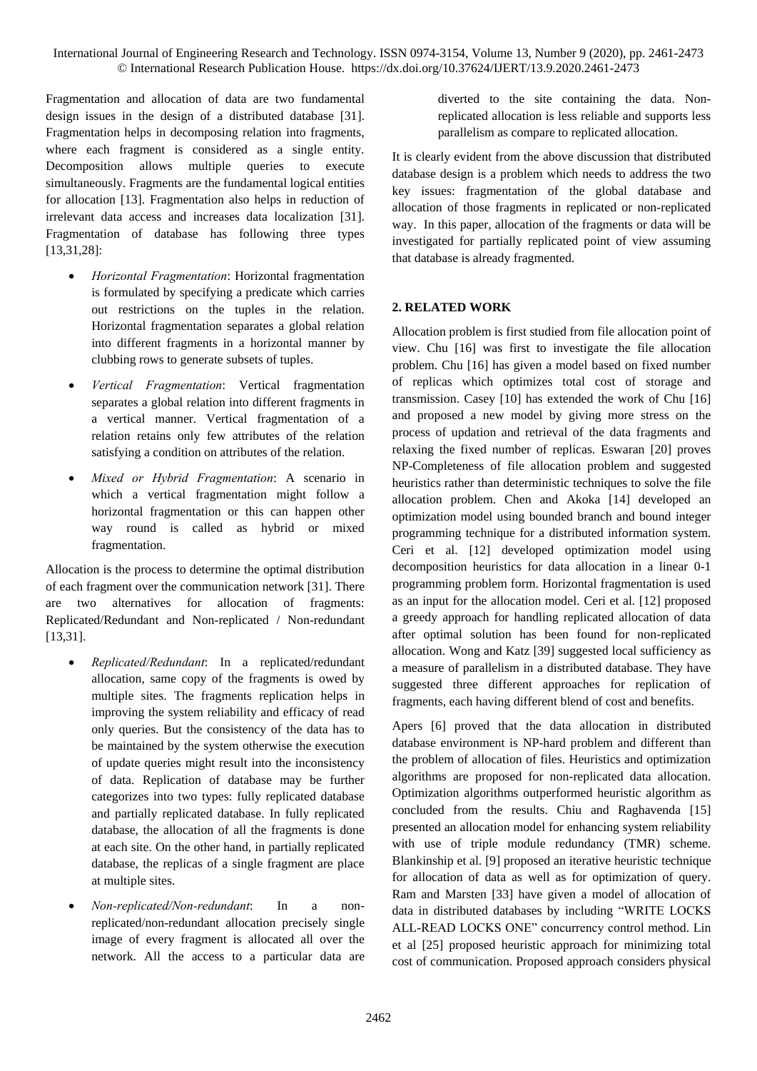Fragmentation and allocation of data are two fundamental design issues in the design of a distributed database [31]. Fragmentation helps in decomposing relation into fragments, where each fragment is considered as a single entity. Decomposition allows multiple queries to execute simultaneously. Fragments are the fundamental logical entities for allocation [13]. Fragmentation also helps in reduction of irrelevant data access and increases data localization [31]. Fragmentation of database has following three types [13,31,28]:

- *Horizontal Fragmentation*: Horizontal fragmentation is formulated by specifying a predicate which carries out restrictions on the tuples in the relation. Horizontal fragmentation separates a global relation into different fragments in a horizontal manner by clubbing rows to generate subsets of tuples.
- *Vertical Fragmentation*: Vertical fragmentation separates a global relation into different fragments in a vertical manner. Vertical fragmentation of a relation retains only few attributes of the relation satisfying a condition on attributes of the relation.
- *Mixed or Hybrid Fragmentation*: A scenario in which a vertical fragmentation might follow a horizontal fragmentation or this can happen other way round is called as hybrid or mixed fragmentation.

Allocation is the process to determine the optimal distribution of each fragment over the communication network [31]. There are two alternatives for allocation of fragments: Replicated/Redundant and Non-replicated / Non-redundant [13,31].

- *Replicated/Redundant*: In a replicated/redundant allocation, same copy of the fragments is owed by multiple sites. The fragments replication helps in improving the system reliability and efficacy of read only queries. But the consistency of the data has to be maintained by the system otherwise the execution of update queries might result into the inconsistency of data. Replication of database may be further categorizes into two types: fully replicated database and partially replicated database. In fully replicated database, the allocation of all the fragments is done at each site. On the other hand, in partially replicated database, the replicas of a single fragment are place at multiple sites.
- *Non-replicated/Non-redundant*: In a non-replicated/non-redundant allocation precisely single image of every fragment is allocated all over the network. All the access to a particular data are diverted to the site containing the data. Non-replicated allocation is less reliable and supports less parallelism as compare to replicated allocation.

It is clearly evident from the above discussion that distributed database design is a problem which needs to address the two key issues: fragmentation of the global database and allocation of those fragments in replicated or non-replicated way. In this paper, allocation of the fragments or data will be investigated for partially replicated point of view assuming that database is already fragmented.

## 2. RELATED WORK

Allocation problem is first studied from file allocation point of view. Chu [16] was first to investigate the file allocation problem. Chu [16] has given a model based on fixed number of replicas which optimizes total cost of storage and transmission. Casey [10] has extended the work of Chu [16] and proposed a new model by giving more stress on the process of updation and retrieval of the data fragments and relaxing the fixed number of replicas. Eswaran [20] proves NP-Completeness of file allocation problem and suggested heuristics rather than deterministic techniques to solve the file allocation problem. Chen and Akoka [14] developed an optimization model using bounded branch and bound integer programming technique for a distributed information system. Ceri et al. [12] developed optimization model using decomposition heuristics for data allocation in a linear 0-1 programming problem form. Horizontal fragmentation is used as an input for the allocation model. Ceri et al. [12] proposed a greedy approach for handling replicated allocation of data after optimal solution has been found for non-replicated allocation. Wong and Katz [39] suggested local sufficiency as a measure of parallelism in a distributed database. They have suggested three different approaches for replication of fragments, each having different blend of cost and benefits.

Apers [6] proved that the data allocation in distributed database environment is NP-hard problem and different than the problem of allocation of files. Heuristics and optimization algorithms are proposed for non-replicated data allocation. Optimization algorithms outperformed heuristic algorithm as concluded from the results. Chiu and Raghavenda [15] presented an allocation model for enhancing system reliability with use of triple module redundancy (TMR) scheme. Blankinship et al. [9] proposed an iterative heuristic technique for allocation of data as well as for optimization of query. Ram and Marsten [33] have given a model of allocation of data in distributed databases by including "WRITE LOCKS ALL-READ LOCKS ONE" concurrency control method. Lin et al [25] proposed heuristic approach for minimizing total cost of communication. Proposed approach considers physical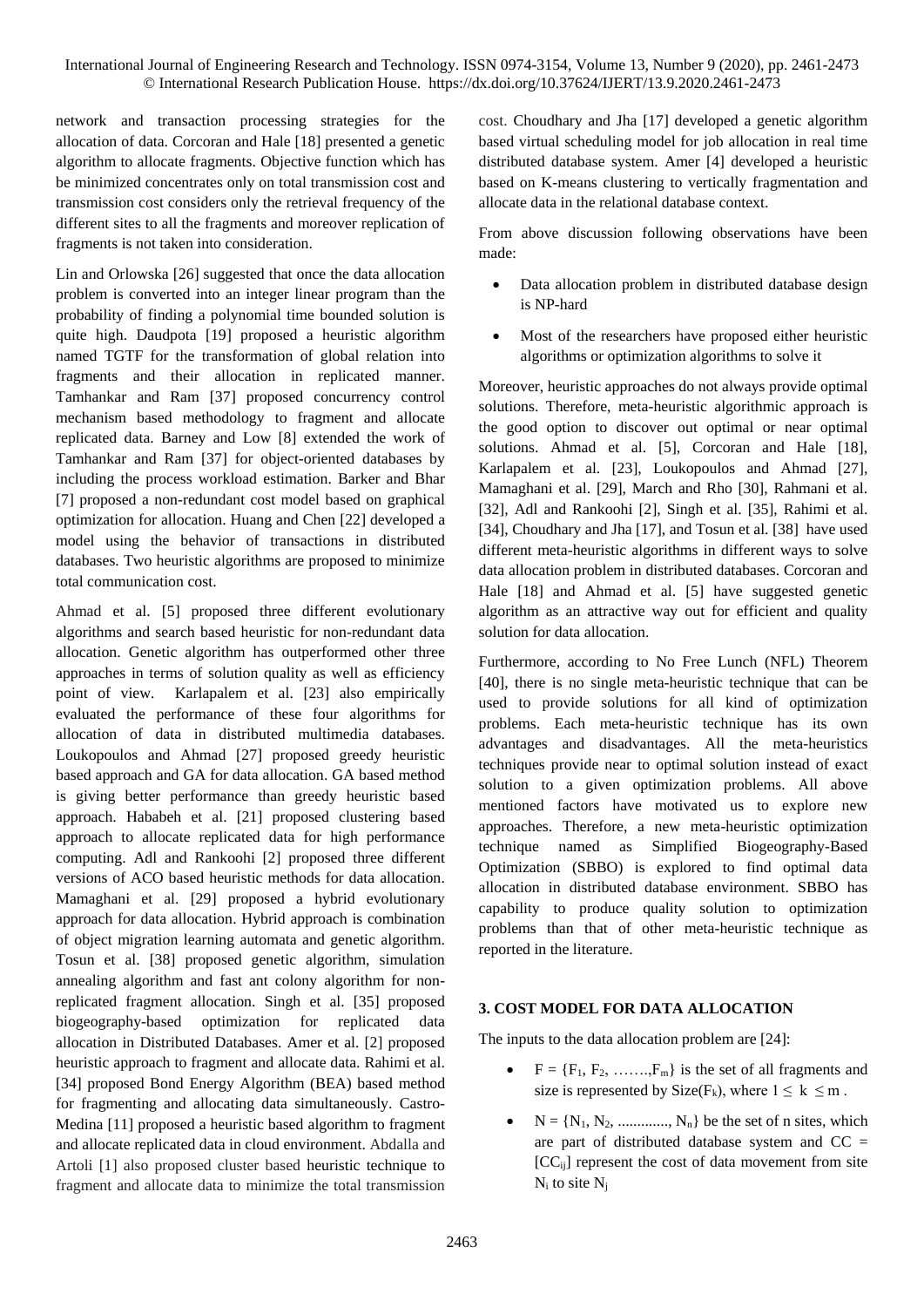network and transaction processing strategies for the allocation of data. Corcoran and Hale [18] presented a genetic algorithm to allocate fragments. Objective function which has be minimized concentrates only on total transmission cost and transmission cost considers only the retrieval frequency of the different sites to all the fragments and moreover replication of fragments is not taken into consideration.

Lin and Orlowska [26] suggested that once the data allocation problem is converted into an integer linear program than the probability of finding a polynomial time bounded solution is quite high. Daudpota [19] proposed a heuristic algorithm named TGTF for the transformation of global relation into fragments and their allocation in replicated manner. Tamhankar and Ram [37] proposed concurrency control mechanism based methodology to fragment and allocate replicated data. Barney and Low [8] extended the work of Tamhankar and Ram [37] for object-oriented databases by including the process workload estimation. Barker and Bhar [7] proposed a non-redundant cost model based on graphical optimization for allocation. Huang and Chen [22] developed a model using the behavior of transactions in distributed databases. Two heuristic algorithms are proposed to minimize total communication cost.

Ahmad et al. [5] proposed three different evolutionary algorithms and search based heuristic for non-redundant data allocation. Genetic algorithm has outperformed other three approaches in terms of solution quality as well as efficiency point of view. Karlapalem et al. [23] also empirically evaluated the performance of these four algorithms for allocation of data in distributed multimedia databases. Loukopoulos and Ahmad [27] proposed greedy heuristic based approach and GA for data allocation. GA based method is giving better performance than greedy heuristic based approach. Hababeh et al. [21] proposed clustering based approach to allocate replicated data for high performance computing. Adl and Rankoohi [2] proposed three different versions of ACO based heuristic methods for data allocation. Mamaghani et al. [29] proposed a hybrid evolutionary approach for data allocation. Hybrid approach is combination of object migration learning automata and genetic algorithm. Tosun et al. [38] proposed genetic algorithm, simulation annealing algorithm and fast ant colony algorithm for non-replicated fragment allocation. Singh et al. [35] proposed biogeography-based optimization for replicated data allocation in Distributed Databases. Amer et al. [2] proposed heuristic approach to fragment and allocate data. Rahimi et al. [34] proposed Bond Energy Algorithm (BEA) based method for fragmenting and allocating data simultaneously. Castro-Medina [11] proposed a heuristic based algorithm to fragment and allocate replicated data in cloud environment. Abdalla and Artoli [1] also proposed cluster based heuristic technique to fragment and allocate data to minimize the total transmission cost. Choudhary and Jha [17] developed a genetic algorithm based virtual scheduling model for job allocation in real time distributed database system. Amer [4] developed a heuristic based on K-means clustering to vertically fragmentation and allocate data in the relational database context.

From above discussion following observations have been made:

- Data allocation problem in distributed database design is NP-hard
- Most of the researchers have proposed either heuristic algorithms or optimization algorithms to solve it

Moreover, heuristic approaches do not always provide optimal solutions. Therefore, meta-heuristic algorithmic approach is the good option to discover out optimal or near optimal solutions. Ahmad et al. [5], Corcoran and Hale [18], Karlapalem et al. [23], Loukopoulos and Ahmad [27], Mamaghani et al. [29], March and Rho [30], Rahmani et al. [32], Adl and Rankoohi [2], Singh et al. [35], Rahimi et al. [34], Choudhary and Jha [17], and Tosun et al. [38] have used different meta-heuristic algorithms in different ways to solve data allocation problem in distributed databases. Corcoran and Hale [18] and Ahmad et al. [5] have suggested genetic algorithm as an attractive way out for efficient and quality solution for data allocation.

Furthermore, according to No Free Lunch (NFL) Theorem [40], there is no single meta-heuristic technique that can be used to provide solutions for all kind of optimization problems. Each meta-heuristic technique has its own advantages and disadvantages. All the meta-heuristics techniques provide near to optimal solution instead of exact solution to a given optimization problems. All above mentioned factors have motivated us to explore new approaches. Therefore, a new meta-heuristic optimization technique named as Simplified Biogeography-Based Optimization (SBBO) is explored to find optimal data allocation in distributed database environment. SBBO has capability to produce quality solution to optimization problems than that of other meta-heuristic technique as reported in the literature.

## 3. COST MODEL FOR DATA ALLOCATION

The inputs to the data allocation problem are [24]:

- $F = \{F_1, F_2, \ldots\ldots, F_m\}$ is the set of all fragments and size is represented by $Size(F_k)$, where $1 \leq k \leq m$ .
- $N = \{N_1, N_2, \ldots\ldots\ldots\ldots, N_n\}$ be the set of n sites, which are part of distributed database system and $CC = [CC_{ij}]$ represent the cost of data movement from site $N_i$ to site $N_j$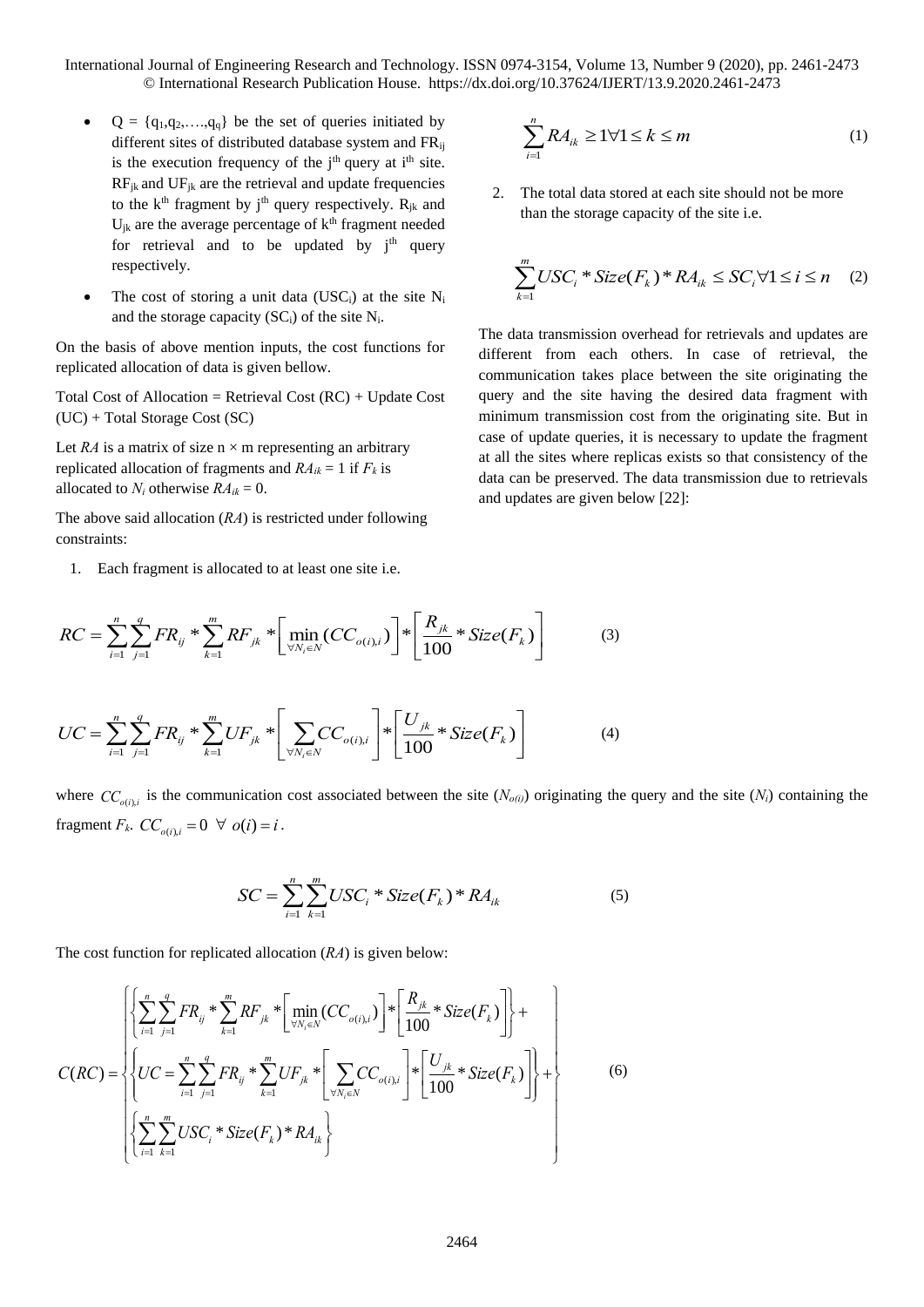- $Q = \{q_1, q_2, \ldots, q_q\}$ be the set of queries initiated by different sites of distributed database system and $FR_{ij}$ is the execution frequency of the $j^{th}$ query at $i^{th}$ site. $RF_{jk}$ and $UF_{jk}$ are the retrieval and update frequencies to the $k^{th}$ fragment by $j^{th}$ query respectively. $R_{jk}$ and $U_{jk}$ are the average percentage of $k^{th}$ fragment needed for retrieval and to be updated by $j^{th}$ query respectively.
- The cost of storing a unit data ($USC_i$) at the site $N_i$ and the storage capacity ($SC_i$) of the site $N_i$.

On the basis of above mention inputs, the cost functions for replicated allocation of data is given bellow.

Total Cost of Allocation = Retrieval Cost (RC) + Update Cost (UC) + Total Storage Cost (SC)

Let *RA* is a matrix of size n × m representing an arbitrary replicated allocation of fragments and $RA_{ik} = 1$ if $F_k$ is allocated to $N_i$ otherwise $RA_{ik} = 0$.

The above said allocation (*RA*) is restricted under following constraints:

1. Each fragment is allocated to at least one site i.e.

$$\sum_{i=1}^{n} RA_{ik} \geq 1 \forall 1 \leq k \leq m \tag{1}$$

2. The total data stored at each site should not be more than the storage capacity of the site i.e.

$$\sum_{k=1}^{m} USC_i * Size(F_k) * RA_{ik} \leq SC_i \forall 1 \leq i \leq n \tag{2}$$

The data transmission overhead for retrievals and updates are different from each others. In case of retrieval, the communication takes place between the site originating the query and the site having the desired data fragment with minimum transmission cost from the originating site. But in case of update queries, it is necessary to update the fragment at all the sites where replicas exists so that consistency of the data can be preserved. The data transmission due to retrievals and updates are given below [22]:

$$RC = \sum_{i=1}^{n} \sum_{j=1}^{q} FR_{ij} * \sum_{k=1}^{m} RF_{jk} * \left[ \min_{\forall N_i \in N} (CC_{o(i),i}) \right] * \left[ \frac{R_{jk}}{100} * Size(F_k) \right] \tag{3}$$

$$UC = \sum_{i=1}^{n} \sum_{j=1}^{q} FR_{ij} * \sum_{k=1}^{m} UF_{jk} * \left[ \sum_{\forall N_i \in N} CC_{o(i),i} \right] * \left[ \frac{U_{jk}}{100} * Size(F_k) \right] \tag{4}$$

where $CC_{o(i),i}$ is the communication cost associated between the site ($N_{o(i)}$) originating the query and the site ($N_i$) containing the fragment $F_k$. $CC_{o(i),i} = 0 \;\; \forall \;\; o(i) = i$.

$$SC = \sum_{i=1}^{n} \sum_{k=1}^{m} USC_i * Size(F_k) * RA_{ik} \tag{5}$$

The cost function for replicated allocation (*RA*) is given below:

$$C(RC) = \left\{ \begin{array}{l} \left\{ \sum_{i=1}^{n} \sum_{j=1}^{q} FR_{ij} * \sum_{k=1}^{m} RF_{jk} * \left[ \min_{\forall N_i \in N} (CC_{o(i),i}) \right] * \left[ \frac{R_{jk}}{100} * Size(F_k) \right] \right\} + \\ \left\{ UC = \sum_{i=1}^{n} \sum_{j=1}^{q} FR_{ij} * \sum_{k=1}^{m} UF_{jk} * \left[ \sum_{\forall N_i \in N} CC_{o(i),i} \right] * \left[ \frac{U_{jk}}{100} * Size(F_k) \right] \right\} + \\ \left\{ \sum_{i=1}^{n} \sum_{k=1}^{m} USC_i * Size(F_k) * RA_{ik} \right\} \end{array} \right\} \tag{6}$$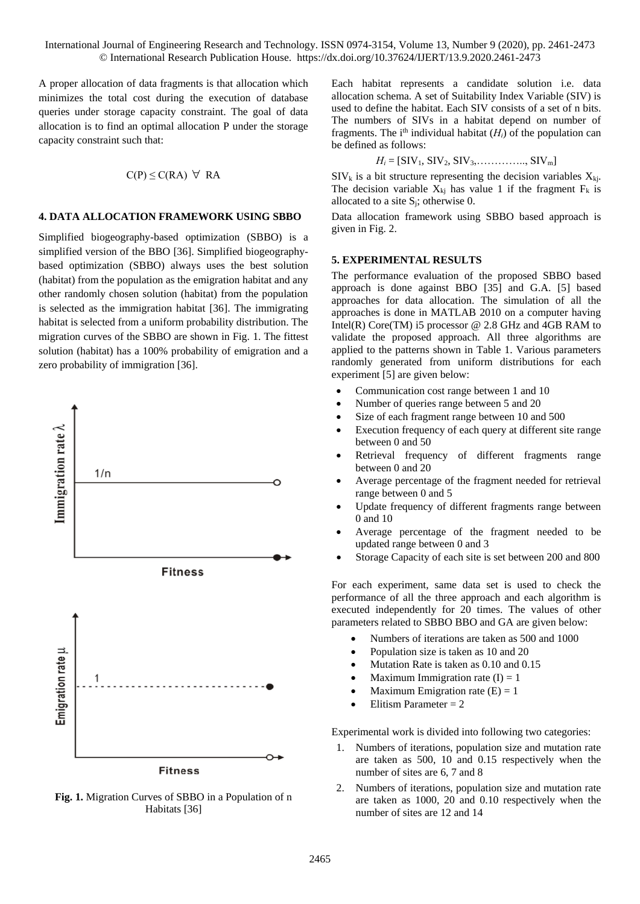A proper allocation of data fragments is that allocation which minimizes the total cost during the execution of database queries under storage capacity constraint. The goal of data allocation is to find an optimal allocation P under the storage capacity constraint such that:

$$C(P) \leq C(RA) \;\; \forall \;\; RA$$

## 4. DATA ALLOCATION FRAMEWORK USING SBBO

Simplified biogeography-based optimization (SBBO) is a simplified version of the BBO [36]. Simplified biogeography-based optimization (SBBO) always uses the best solution (habitat) from the population as the emigration habitat and any other randomly chosen solution (habitat) from the population is selected as the immigration habitat [36]. The immigrating habitat is selected from a uniform probability distribution. The migration curves of the SBBO are shown in Fig. 1. The fittest solution (habitat) has a 100% probability of emigration and a zero probability of immigration [36].

**Fig. 1.** Migration Curves of SBBO in a Population of n Habitats [36]

Each habitat represents a candidate solution i.e. data allocation schema. A set of Suitability Index Variable (SIV) is used to define the habitat. Each SIV consists of a set of n bits. The numbers of SIVs in a habitat depend on number of fragments. The $i^{th}$ individual habitat ($H_i$) of the population can be defined as follows:

$$H_i = [SIV_1, SIV_2, SIV_3, \ldots\ldots\ldots\ldots.., SIV_m]$$

$SIV_k$ is a bit structure representing the decision variables $X_{kj}$. The decision variable $X_{kj}$ has value 1 if the fragment $F_k$ is allocated to a site $S_j$; otherwise 0.

Data allocation framework using SBBO based approach is given in Fig. 2.

## 5. EXPERIMENTAL RESULTS

The performance evaluation of the proposed SBBO based approach is done against BBO [35] and G.A. [5] based approaches for data allocation. The simulation of all the approaches is done in MATLAB 2010 on a computer having Intel(R) Core(TM) i5 processor @ 2.8 GHz and 4GB RAM to validate the proposed approach. All three algorithms are applied to the patterns shown in Table 1. Various parameters randomly generated from uniform distributions for each experiment [5] are given below:

- Communication cost range between 1 and 10
- Number of queries range between 5 and 20
- Size of each fragment range between 10 and 500
- Execution frequency of each query at different site range between 0 and 50
- Retrieval frequency of different fragments range between 0 and 20
- Average percentage of the fragment needed for retrieval range between 0 and 5
- Update frequency of different fragments range between 0 and 10
- Average percentage of the fragment needed to be updated range between 0 and 3
- Storage Capacity of each site is set between 200 and 800

For each experiment, same data set is used to check the performance of all the three approach and each algorithm is executed independently for 20 times. The values of other parameters related to SBBO BBO and GA are given below:

- Numbers of iterations are taken as 500 and 1000
- Population size is taken as 10 and 20
- Mutation Rate is taken as 0.10 and 0.15
- Maximum Immigration rate (I) = 1
- Maximum Emigration rate (E) = 1
- Elitism Parameter = 2

Experimental work is divided into following two categories:

1. Numbers of iterations, population size and mutation rate are taken as 500, 10 and 0.15 respectively when the number of sites are 6, 7 and 8
2. Numbers of iterations, population size and mutation rate are taken as 1000, 20 and 0.10 respectively when the number of sites are 12 and 14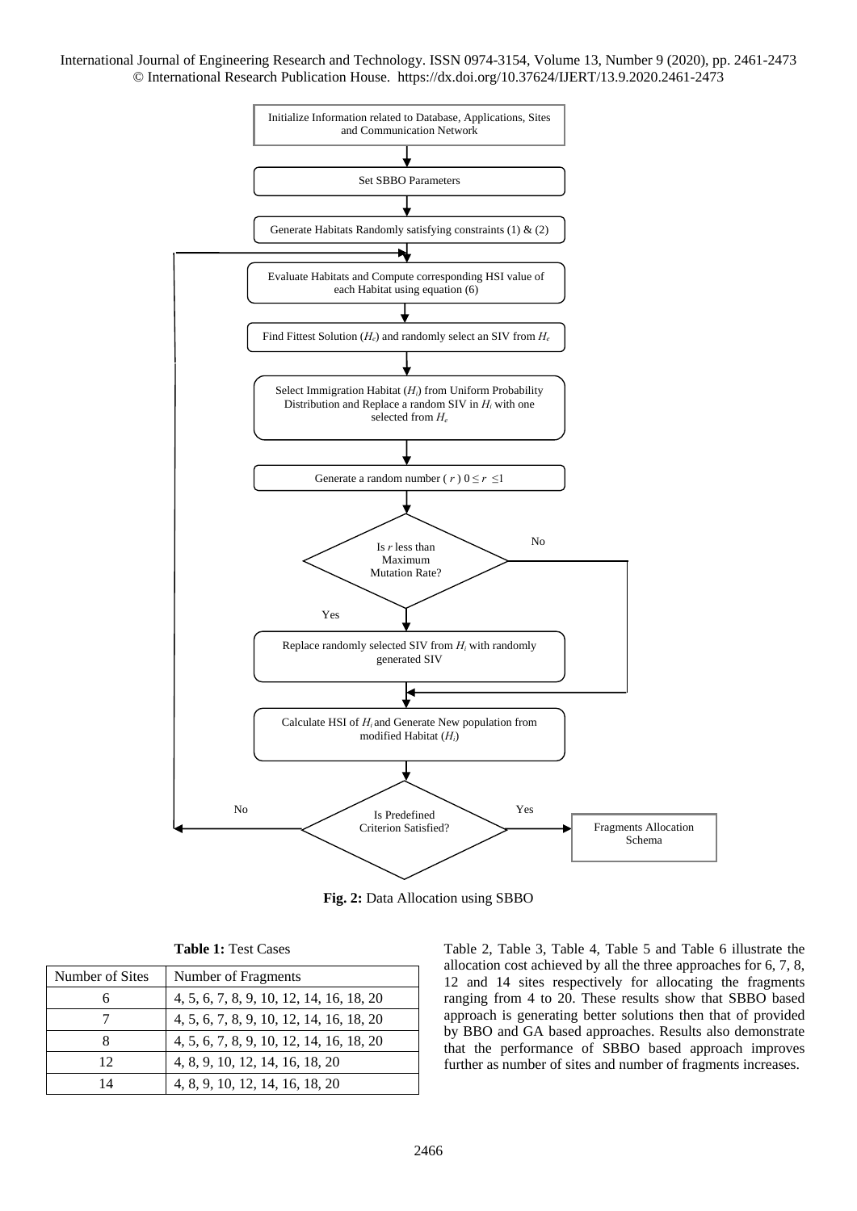```
Initialize Information related to Database, Applications, Sites and Communication Network
        ↓
Set SBBO Parameters
        ↓
Generate Habitats Randomly satisfying constraints (1) & (2)
        ↓
Evaluate Habitats and Compute corresponding HSI value of each Habitat using equation (6)   ←──────────┐
        ↓                                                                                           │
Find Fittest Solution (He) and randomly select an SIV from He                                       │
        ↓                                                                                           │
Select Immigration Habitat (Hi) from Uniform Probability Distribution and                           │
Replace a random SIV in Hi with one selected from He                                                │
        ↓                                                                                           │
Generate a random number ( r ) 0 ≤ r ≤1                                                             │
        ↓                                                                                           │
Is r less than Maximum Mutation Rate? ── No ──┐                                                     │
        ↓ Yes                                 │                                                     │
Replace randomly selected SIV from Hi with randomly generated SIV                                   │
        ↓                                     │                                                     │
        ←─────────────────────────────────────┘                                                     │
Calculate HSI of Hi and Generate New population from modified Habitat (Hi)                          │
        ↓                                                                                           │
Is Predefined Criterion Satisfied? ── No ───────────────────────────────────────────────────────────┘
        │
        └── Yes ──→ Fragments Allocation Schema
```

**Fig. 2:** Data Allocation using SBBO

**Table 1:** Test Cases

| Number of Sites | Number of Fragments |
|---|---|
| 6 | 4, 5, 6, 7, 8, 9, 10, 12, 14, 16, 18, 20 |
| 7 | 4, 5, 6, 7, 8, 9, 10, 12, 14, 16, 18, 20 |
| 8 | 4, 5, 6, 7, 8, 9, 10, 12, 14, 16, 18, 20 |
| 12 | 4, 8, 9, 10, 12, 14, 16, 18, 20 |
| 14 | 4, 8, 9, 10, 12, 14, 16, 18, 20 |

Table 2, Table 3, Table 4, Table 5 and Table 6 illustrate the allocation cost achieved by all the three approaches for 6, 7, 8, 12 and 14 sites respectively for allocating the fragments ranging from 4 to 20. These results show that SBBO based approach is generating better solutions then that of provided by BBO and GA based approaches. Results also demonstrate that the performance of SBBO based approach improves further as number of sites and number of fragments increases.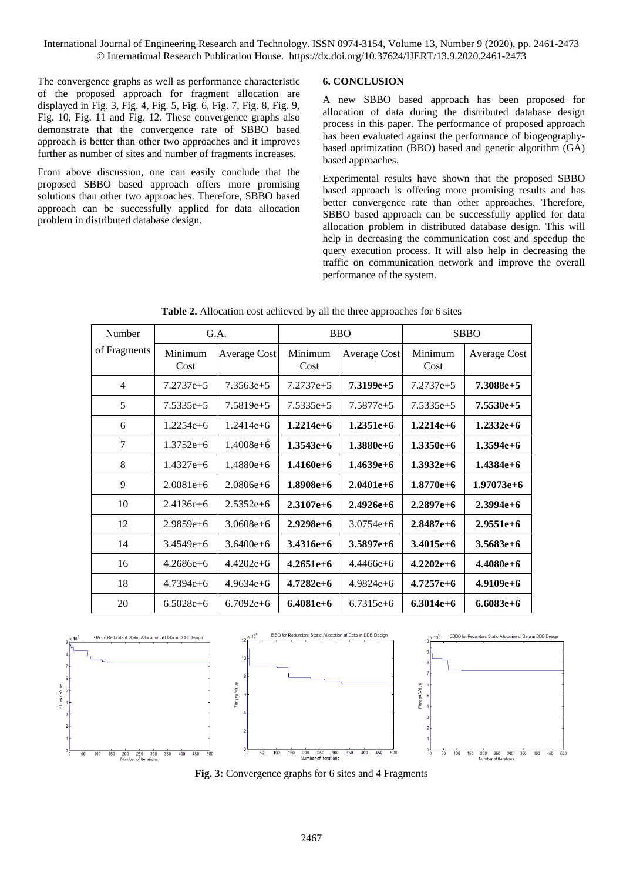The convergence graphs as well as performance characteristic of the proposed approach for fragment allocation are displayed in Fig. 3, Fig. 4, Fig. 5, Fig. 6, Fig. 7, Fig. 8, Fig. 9, Fig. 10, Fig. 11 and Fig. 12. These convergence graphs also demonstrate that the convergence rate of SBBO based approach is better than other two approaches and it improves further as number of sites and number of fragments increases.

From above discussion, one can easily conclude that the proposed SBBO based approach offers more promising solutions than other two approaches. Therefore, SBBO based approach can be successfully applied for data allocation problem in distributed database design.

## 6. CONCLUSION

A new SBBO based approach has been proposed for allocation of data during the distributed database design process in this paper. The performance of proposed approach has been evaluated against the performance of biogeography-based optimization (BBO) based and genetic algorithm (GA) based approaches.

Experimental results have shown that the proposed SBBO based approach is offering more promising results and has better convergence rate than other approaches. Therefore, SBBO based approach can be successfully applied for data allocation problem in distributed database design. This will help in decreasing the communication cost and speedup the query execution process. It will also help in decreasing the traffic on communication network and improve the overall performance of the system.

**Table 2.** Allocation cost achieved by all the three approaches for 6 sites

| Number of Fragments | G.A. | | BBO | | SBBO | |
|---|---|---|---|---|---|---|
| | Minimum Cost | Average Cost | Minimum Cost | Average Cost | Minimum Cost | Average Cost |
| 4 | 7.2737e+5 | 7.3563e+5 | 7.2737e+5 | **7.3199e+5** | 7.2737e+5 | **7.3088e+5** |
| 5 | 7.5335e+5 | 7.5819e+5 | 7.5335e+5 | 7.5877e+5 | 7.5335e+5 | **7.5530e+5** |
| 6 | 1.2254e+6 | 1.2414e+6 | **1.2214e+6** | **1.2351e+6** | **1.2214e+6** | **1.2332e+6** |
| 7 | 1.3752e+6 | 1.4008e+6 | **1.3543e+6** | **1.3880e+6** | **1.3350e+6** | **1.3594e+6** |
| 8 | 1.4327e+6 | 1.4880e+6 | **1.4160e+6** | **1.4639e+6** | **1.3932e+6** | **1.4384e+6** |
| 9 | 2.0081e+6 | 2.0806e+6 | **1.8908e+6** | **2.0401e+6** | **1.8770e+6** | **1.97073e+6** |
| 10 | 2.4136e+6 | 2.5352e+6 | **2.3107e+6** | **2.4926e+6** | **2.2897e+6** | **2.3994e+6** |
| 12 | 2.9859e+6 | 3.0608e+6 | **2.9298e+6** | 3.0754e+6 | **2.8487e+6** | **2.9551e+6** |
| 14 | 3.4549e+6 | 3.6400e+6 | **3.4316e+6** | **3.5897e+6** | **3.4015e+6** | **3.5683e+6** |
| 16 | 4.2686e+6 | 4.4202e+6 | **4.2651e+6** | 4.4466e+6 | **4.2202e+6** | **4.4080e+6** |
| 18 | 4.7394e+6 | 4.9634e+6 | **4.7282e+6** | 4.9824e+6 | **4.7257e+6** | **4.9109e+6** |
| 20 | 6.5028e+6 | 6.7092e+6 | **6.4081e+6** | 6.7315e+6 | **6.3014e+6** | **6.6083e+6** |

**Fig. 3:** Convergence graphs for 6 sites and 4 Fragments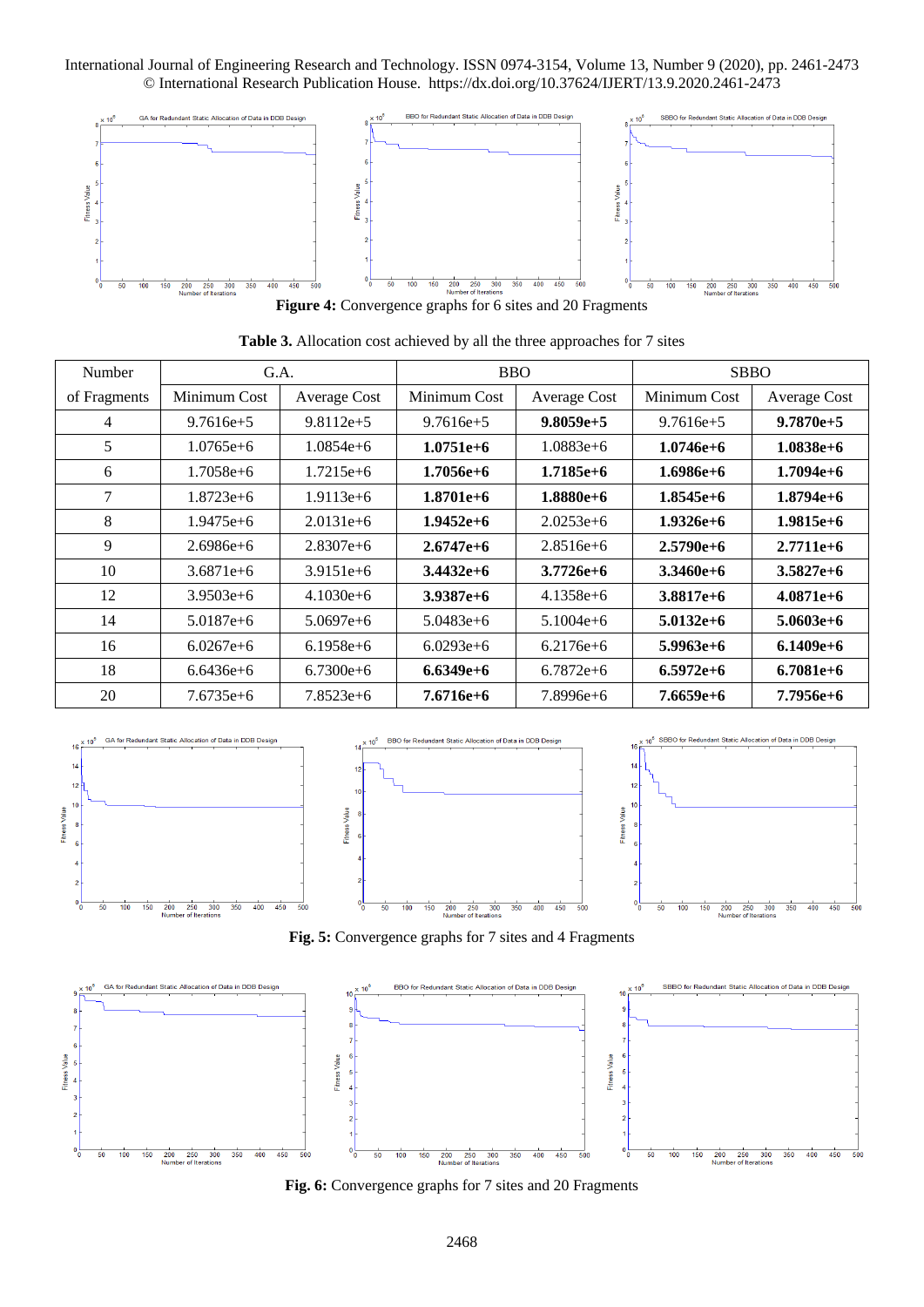**Figure 4:** Convergence graphs for 6 sites and 20 Fragments

**Table 3.** Allocation cost achieved by all the three approaches for 7 sites

| Number of Fragments | G.A. | | BBO | | SBBO | |
|---|---|---|---|---|---|---|
| | Minimum Cost | Average Cost | Minimum Cost | Average Cost | Minimum Cost | Average Cost |
| 4 | 9.7616e+5 | 9.8112e+5 | 9.7616e+5 | **9.8059e+5** | 9.7616e+5 | **9.7870e+5** |
| 5 | 1.0765e+6 | 1.0854e+6 | **1.0751e+6** | 1.0883e+6 | **1.0746e+6** | **1.0838e+6** |
| 6 | 1.7058e+6 | 1.7215e+6 | **1.7056e+6** | **1.7185e+6** | **1.6986e+6** | **1.7094e+6** |
| 7 | 1.8723e+6 | 1.9113e+6 | **1.8701e+6** | **1.8880e+6** | **1.8545e+6** | **1.8794e+6** |
| 8 | 1.9475e+6 | 2.0131e+6 | **1.9452e+6** | 2.0253e+6 | **1.9326e+6** | **1.9815e+6** |
| 9 | 2.6986e+6 | 2.8307e+6 | **2.6747e+6** | 2.8516e+6 | **2.5790e+6** | **2.7711e+6** |
| 10 | 3.6871e+6 | 3.9151e+6 | **3.4432e+6** | **3.7726e+6** | **3.3460e+6** | **3.5827e+6** |
| 12 | 3.9503e+6 | 4.1030e+6 | **3.9387e+6** | 4.1358e+6 | **3.8817e+6** | **4.0871e+6** |
| 14 | 5.0187e+6 | 5.0697e+6 | 5.0483e+6 | 5.1004e+6 | **5.0132e+6** | **5.0603e+6** |
| 16 | 6.0267e+6 | 6.1958e+6 | 6.0293e+6 | 6.2176e+6 | **5.9963e+6** | **6.1409e+6** |
| 18 | 6.6436e+6 | 6.7300e+6 | **6.6349e+6** | 6.7872e+6 | **6.5972e+6** | **6.7081e+6** |
| 20 | 7.6735e+6 | 7.8523e+6 | **7.6716e+6** | 7.8996e+6 | **7.6659e+6** | **7.7956e+6** |

**Fig. 5:** Convergence graphs for 7 sites and 4 Fragments

**Fig. 6:** Convergence graphs for 7 sites and 20 Fragments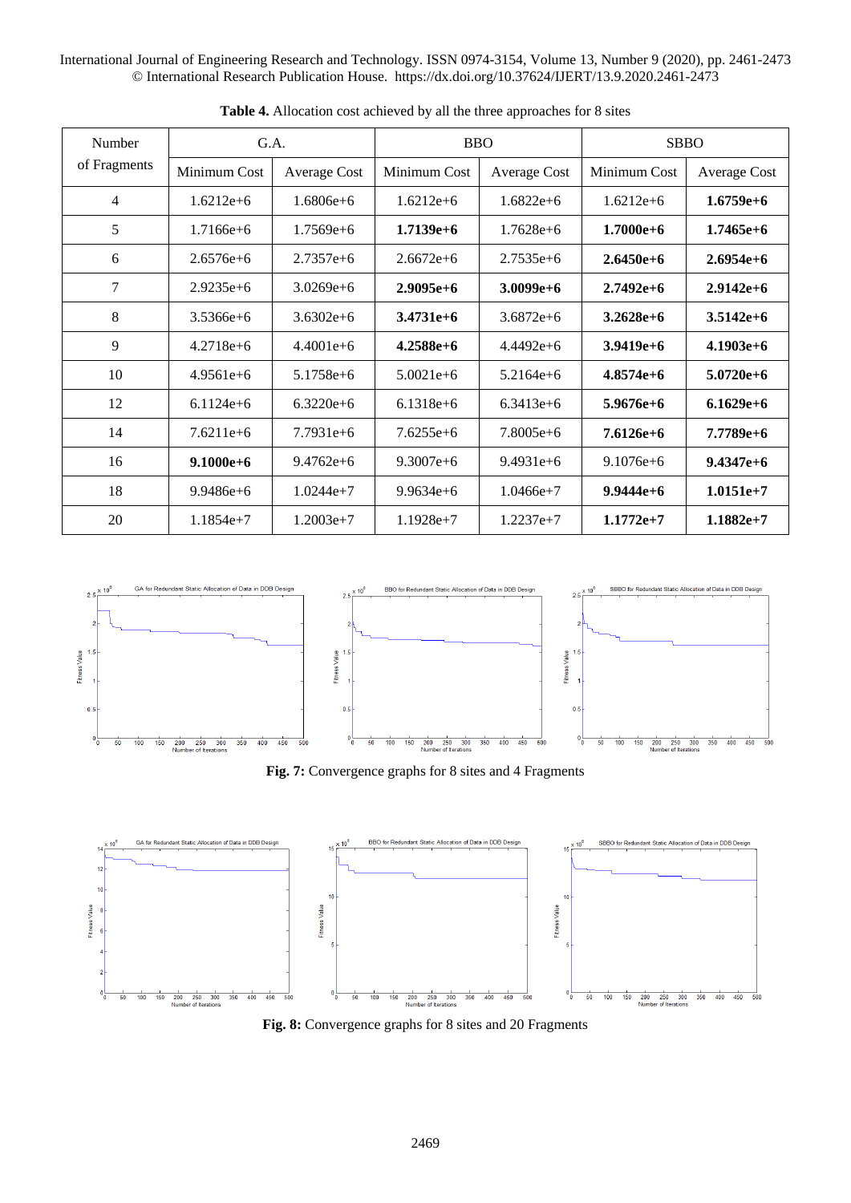**Table 4.** Allocation cost achieved by all the three approaches for 8 sites

| Number of Fragments | G.A. | | BBO | | SBBO | |
|---|---|---|---|---|---|---|
| | Minimum Cost | Average Cost | Minimum Cost | Average Cost | Minimum Cost | Average Cost |
| 4 | 1.6212e+6 | 1.6806e+6 | 1.6212e+6 | 1.6822e+6 | 1.6212e+6 | **1.6759e+6** |
| 5 | 1.7166e+6 | 1.7569e+6 | **1.7139e+6** | 1.7628e+6 | **1.7000e+6** | **1.7465e+6** |
| 6 | 2.6576e+6 | 2.7357e+6 | 2.6672e+6 | 2.7535e+6 | **2.6450e+6** | **2.6954e+6** |
| 7 | 2.9235e+6 | 3.0269e+6 | **2.9095e+6** | **3.0099e+6** | **2.7492e+6** | **2.9142e+6** |
| 8 | 3.5366e+6 | 3.6302e+6 | **3.4731e+6** | 3.6872e+6 | **3.2628e+6** | **3.5142e+6** |
| 9 | 4.2718e+6 | 4.4001e+6 | **4.2588e+6** | 4.4492e+6 | **3.9419e+6** | **4.1903e+6** |
| 10 | 4.9561e+6 | 5.1758e+6 | 5.0021e+6 | 5.2164e+6 | **4.8574e+6** | **5.0720e+6** |
| 12 | 6.1124e+6 | 6.3220e+6 | 6.1318e+6 | 6.3413e+6 | **5.9676e+6** | **6.1629e+6** |
| 14 | 7.6211e+6 | 7.7931e+6 | 7.6255e+6 | 7.8005e+6 | **7.6126e+6** | **7.7789e+6** |
| 16 | **9.1000e+6** | 9.4762e+6 | 9.3007e+6 | 9.4931e+6 | 9.1076e+6 | **9.4347e+6** |
| 18 | 9.9486e+6 | 1.0244e+7 | 9.9634e+6 | 1.0466e+7 | **9.9444e+6** | **1.0151e+7** |
| 20 | 1.1854e+7 | 1.2003e+7 | 1.1928e+7 | 1.2237e+7 | **1.1772e+7** | **1.1882e+7** |

**Fig. 7:** Convergence graphs for 8 sites and 4 Fragments

**Fig. 8:** Convergence graphs for 8 sites and 20 Fragments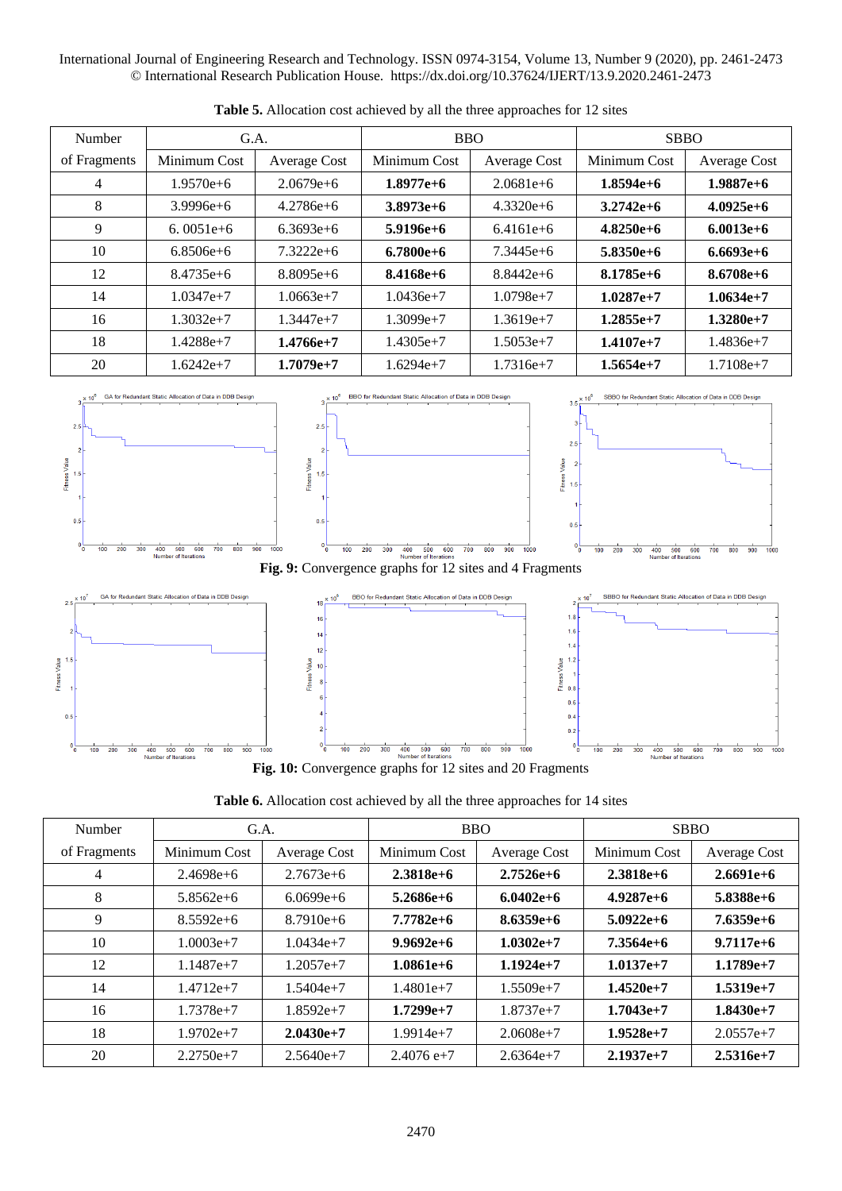**Table 5.** Allocation cost achieved by all the three approaches for 12 sites

| Number of Fragments | G.A. | | BBO | | SBBO | |
|---|---|---|---|---|---|---|
| | Minimum Cost | Average Cost | Minimum Cost | Average Cost | Minimum Cost | Average Cost |
| 4 | 1.9570e+6 | 2.0679e+6 | **1.8977e+6** | 2.0681e+6 | **1.8594e+6** | **1.9887e+6** |
| 8 | 3.9996e+6 | 4.2786e+6 | **3.8973e+6** | 4.3320e+6 | **3.2742e+6** | **4.0925e+6** |
| 9 | 6. 0051e+6 | 6.3693e+6 | **5.9196e+6** | 6.4161e+6 | **4.8250e+6** | **6.0013e+6** |
| 10 | 6.8506e+6 | 7.3222e+6 | **6.7800e+6** | 7.3445e+6 | **5.8350e+6** | **6.6693e+6** |
| 12 | 8.4735e+6 | 8.8095e+6 | **8.4168e+6** | 8.8442e+6 | **8.1785e+6** | **8.6708e+6** |
| 14 | 1.0347e+7 | 1.0663e+7 | 1.0436e+7 | 1.0798e+7 | **1.0287e+7** | **1.0634e+7** |
| 16 | 1.3032e+7 | 1.3447e+7 | 1.3099e+7 | 1.3619e+7 | **1.2855e+7** | **1.3280e+7** |
| 18 | 1.4288e+7 | **1.4766e+7** | 1.4305e+7 | 1.5053e+7 | **1.4107e+7** | 1.4836e+7 |
| 20 | 1.6242e+7 | **1.7079e+7** | 1.6294e+7 | 1.7316e+7 | **1.5654e+7** | 1.7108e+7 |

**Fig. 9:** Convergence graphs for 12 sites and 4 Fragments

**Fig. 10:** Convergence graphs for 12 sites and 20 Fragments

**Table 6.** Allocation cost achieved by all the three approaches for 14 sites

| Number of Fragments | G.A. | | BBO | | SBBO | |
|---|---|---|---|---|---|---|
| | Minimum Cost | Average Cost | Minimum Cost | Average Cost | Minimum Cost | Average Cost |
| 4 | 2.4698e+6 | 2.7673e+6 | **2.3818e+6** | **2.7526e+6** | **2.3818e+6** | **2.6691e+6** |
| 8 | 5.8562e+6 | 6.0699e+6 | **5.2686e+6** | **6.0402e+6** | **4.9287e+6** | **5.8388e+6** |
| 9 | 8.5592e+6 | 8.7910e+6 | **7.7782e+6** | **8.6359e+6** | **5.0922e+6** | **7.6359e+6** |
| 10 | 1.0003e+7 | 1.0434e+7 | **9.9692e+6** | **1.0302e+7** | **7.3564e+6** | **9.7117e+6** |
| 12 | 1.1487e+7 | 1.2057e+7 | **1.0861e+6** | **1.1924e+7** | **1.0137e+7** | **1.1789e+7** |
| 14 | 1.4712e+7 | 1.5404e+7 | 1.4801e+7 | 1.5509e+7 | **1.4520e+7** | **1.5319e+7** |
| 16 | 1.7378e+7 | 1.8592e+7 | **1.7299e+7** | 1.8737e+7 | **1.7043e+7** | **1.8430e+7** |
| 18 | 1.9702e+7 | **2.0430e+7** | 1.9914e+7 | 2.0608e+7 | **1.9528e+7** | 2.0557e+7 |
| 20 | 2.2750e+7 | 2.5640e+7 | 2.4076 e+7 | 2.6364e+7 | **2.1937e+7** | **2.5316e+7** |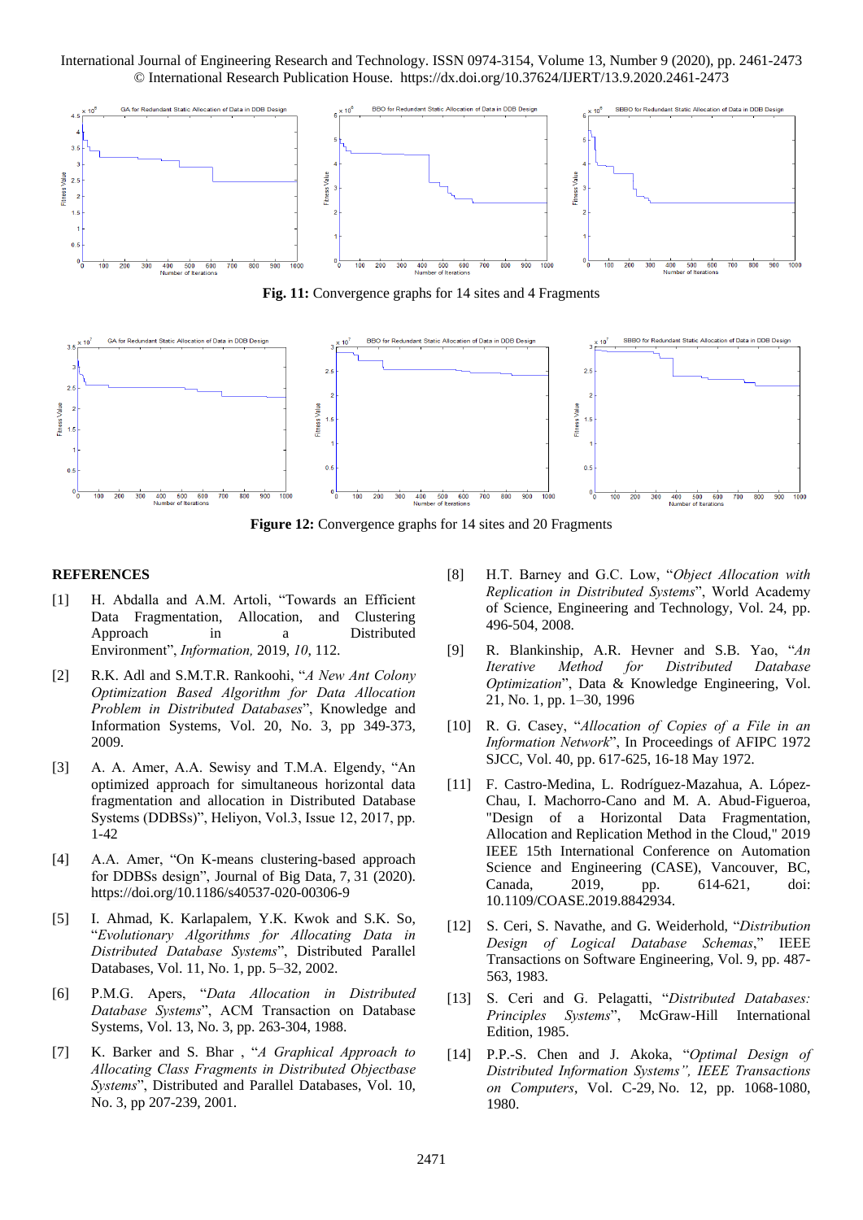**Fig. 11:** Convergence graphs for 14 sites and 4 Fragments

**Figure 12:** Convergence graphs for 14 sites and 20 Fragments

## REFERENCES

[1] H. Abdalla and A.M. Artoli, "Towards an Efficient Data Fragmentation, Allocation, and Clustering Approach in a Distributed Environment", *Information,* 2019, *10*, 112.

[2] R.K. Adl and S.M.T.R. Rankoohi, "*A New Ant Colony Optimization Based Algorithm for Data Allocation Problem in Distributed Databases*", Knowledge and Information Systems, Vol. 20, No. 3, pp 349-373, 2009.

[3] A. A. Amer, A.A. Sewisy and T.M.A. Elgendy, "An optimized approach for simultaneous horizontal data fragmentation and allocation in Distributed Database Systems (DDBSs)", Heliyon, Vol.3, Issue 12, 2017, pp. 1-42

[4] A.A. Amer, "On K-means clustering-based approach for DDBSs design", Journal of Big Data, 7, 31 (2020). https://doi.org/10.1186/s40537-020-00306-9

[5] I. Ahmad, K. Karlapalem, Y.K. Kwok and S.K. So, "*Evolutionary Algorithms for Allocating Data in Distributed Database Systems*", Distributed Parallel Databases, Vol. 11, No. 1, pp. 5–32, 2002.

[6] P.M.G. Apers, "*Data Allocation in Distributed Database Systems*", ACM Transaction on Database Systems, Vol. 13, No. 3, pp. 263-304, 1988.

[7] K. Barker and S. Bhar , "*A Graphical Approach to Allocating Class Fragments in Distributed Objectbase Systems*", Distributed and Parallel Databases, Vol. 10, No. 3, pp 207-239, 2001.

[8] H.T. Barney and G.C. Low, "*Object Allocation with Replication in Distributed Systems*", World Academy of Science, Engineering and Technology, Vol. 24, pp. 496-504, 2008.

[9] R. Blankinship, A.R. Hevner and S.B. Yao, "*An Iterative Method for Distributed Database Optimization*", Data & Knowledge Engineering, Vol. 21, No. 1, pp. 1–30, 1996

[10] R. G. Casey, "*Allocation of Copies of a File in an Information Network*", In Proceedings of AFIPC 1972 SJCC, Vol. 40, pp. 617-625, 16-18 May 1972.

[11] F. Castro-Medina, L. Rodríguez-Mazahua, A. López-Chau, I. Machorro-Cano and M. A. Abud-Figueroa, "Design of a Horizontal Data Fragmentation, Allocation and Replication Method in the Cloud," 2019 IEEE 15th International Conference on Automation Science and Engineering (CASE), Vancouver, BC, Canada, 2019, pp. 614-621, doi: 10.1109/COASE.2019.8842934.

[12] S. Ceri, S. Navathe, and G. Weiderhold, "*Distribution Design of Logical Database Schemas*," IEEE Transactions on Software Engineering, Vol. 9, pp. 487-563, 1983.

[13] S. Ceri and G. Pelagatti, "*Distributed Databases: Principles Systems*", McGraw-Hill International Edition, 1985.

[14] P.P.-S. Chen and J. Akoka, "*Optimal Design of Distributed Information Systems", IEEE Transactions on Computers*, Vol. C-29, No. 12, pp. 1068-1080, 1980.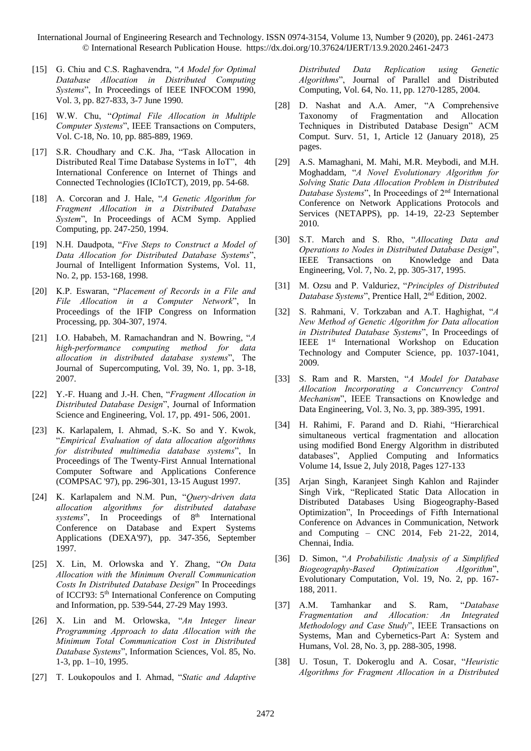[15] G. Chiu and C.S. Raghavendra, "*A Model for Optimal Database Allocation in Distributed Computing Systems*", In Proceedings of IEEE INFOCOM 1990, Vol. 3, pp. 827-833, 3-7 June 1990.

[16] W.W. Chu, "*Optimal File Allocation in Multiple Computer Systems*", IEEE Transactions on Computers, Vol. C-18, No. 10, pp. 885-889, 1969.

[17] S.R. Choudhary and C.K. Jha, "Task Allocation in Distributed Real Time Database Systems in IoT", 4th International Conference on Internet of Things and Connected Technologies (ICIoTCT), 2019, pp. 54-68.

[18] A. Corcoran and J. Hale, "*A Genetic Algorithm for Fragment Allocation in a Distributed Database System*", In Proceedings of ACM Symp. Applied Computing, pp. 247-250, 1994.

[19] N.H. Daudpota, "*Five Steps to Construct a Model of Data Allocation for Distributed Database Systems*", Journal of Intelligent Information Systems, Vol. 11, No. 2, pp. 153-168, 1998.

[20] K.P. Eswaran, "*Placement of Records in a File and File Allocation in a Computer Network*", In Proceedings of the IFIP Congress on Information Processing, pp. 304-307, 1974.

[21] I.O. Hababeh, M. Ramachandran and N. Bowring, "*A high-performance computing method for data allocation in distributed database systems*", The Journal of Supercomputing, Vol. 39, No. 1, pp. 3-18, 2007.

[22] Y.-F. Huang and J.-H. Chen, "*Fragment Allocation in Distributed Database Design*", Journal of Information Science and Engineering, Vol. 17, pp. 491- 506, 2001.

[23] K. Karlapalem, I. Ahmad, S.-K. So and Y. Kwok, "*Empirical Evaluation of data allocation algorithms for distributed multimedia database systems*", In Proceedings of The Twenty-First Annual International Computer Software and Applications Conference (COMPSAC '97), pp. 296-301, 13-15 August 1997.

[24] K. Karlapalem and N.M. Pun, "*Query-driven data allocation algorithms for distributed database systems*", In Proceedings of 8th International Conference on Database and Expert Systems Applications (DEXA'97), pp. 347-356, September 1997.

[25] X. Lin, M. Orlowska and Y. Zhang, "*On Data Allocation with the Minimum Overall Communication Costs In Distributed Database Design*" In Proceedings of ICCI'93: 5th International Conference on Computing and Information, pp. 539-544, 27-29 May 1993.

[26] X. Lin and M. Orlowska, "*An Integer linear Programming Approach to data Allocation with the Minimum Total Communication Cost in Distributed Database Systems*", Information Sciences, Vol. 85, No. 1-3, pp. 1–10, 1995.

[27] T. Loukopoulos and I. Ahmad, "*Static and Adaptive Distributed Data Replication using Genetic Algorithms*", Journal of Parallel and Distributed Computing, Vol. 64, No. 11, pp. 1270-1285, 2004.

[28] D. Nashat and A.A. Amer, "A Comprehensive Taxonomy of Fragmentation and Allocation Techniques in Distributed Database Design" ACM Comput. Surv. 51, 1, Article 12 (January 2018), 25 pages.

[29] A.S. Mamaghani, M. Mahi, M.R. Meybodi, and M.H. Moghaddam, "*A Novel Evolutionary Algorithm for Solving Static Data Allocation Problem in Distributed Database Systems*", In Proceedings of 2nd International Conference on Network Applications Protocols and Services (NETAPPS), pp. 14-19, 22-23 September 2010.

[30] S.T. March and S. Rho, "*Allocating Data and Operations to Nodes in Distributed Database Design*", IEEE Transactions on Knowledge and Data Engineering, Vol. 7, No. 2, pp. 305-317, 1995.

[31] M. Ozsu and P. Valduriez, "*Principles of Distributed Database Systems*", Prentice Hall, 2nd Edition, 2002.

[32] S. Rahmani, V. Torkzaban and A.T. Haghighat, "*A New Method of Genetic Algorithm for Data allocation in Distributed Database Systems*", In Proceedings of IEEE 1st International Workshop on Education Technology and Computer Science, pp. 1037-1041, 2009.

[33] S. Ram and R. Marsten, "*A Model for Database Allocation Incorporating a Concurrency Control Mechanism*", IEEE Transactions on Knowledge and Data Engineering, Vol. 3, No. 3, pp. 389-395, 1991.

[34] H. Rahimi, F. Parand and D. Riahi, "Hierarchical simultaneous vertical fragmentation and allocation using modified Bond Energy Algorithm in distributed databases", Applied Computing and Informatics Volume 14, Issue 2, July 2018, Pages 127-133

[35] Arjan Singh, Karanjeet Singh Kahlon and Rajinder Singh Virk, "Replicated Static Data Allocation in Distributed Databases Using Biogeography-Based Optimization", In Proceedings of Fifth International Conference on Advances in Communication, Network and Computing – CNC 2014, Feb 21-22, 2014, Chennai, India.

[36] D. Simon, "*A Probabilistic Analysis of a Simplified Biogeography-Based Optimization Algorithm*", Evolutionary Computation, Vol. 19, No. 2, pp. 167-188, 2011.

[37] A.M. Tamhankar and S. Ram, "*Database Fragmentation and Allocation: An Integrated Methodology and Case Study*", IEEE Transactions on Systems, Man and Cybernetics-Part A: System and Humans, Vol. 28, No. 3, pp. 288-305, 1998.

[38] U. Tosun, T. Dokeroglu and A. Cosar, "*Heuristic Algorithms for Fragment Allocation in a Distributed*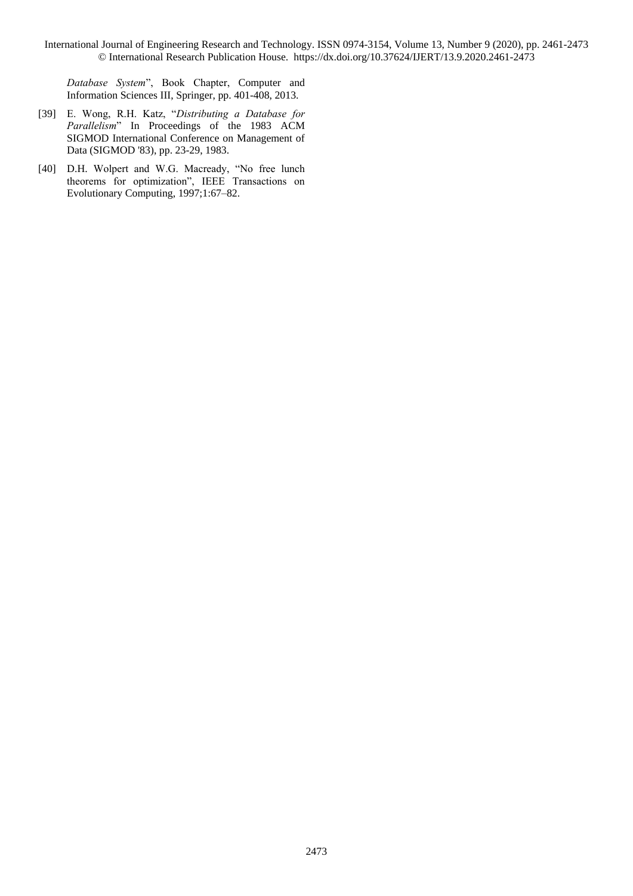*Database System*", Book Chapter, Computer and Information Sciences III, Springer, pp. 401-408, 2013.

[39] E. Wong, R.H. Katz, "*Distributing a Database for Parallelism*" In Proceedings of the 1983 ACM SIGMOD International Conference on Management of Data (SIGMOD '83), pp. 23-29, 1983.

[40] D.H. Wolpert and W.G. Macready, "No free lunch theorems for optimization", IEEE Transactions on Evolutionary Computing, 1997;1:67–82.